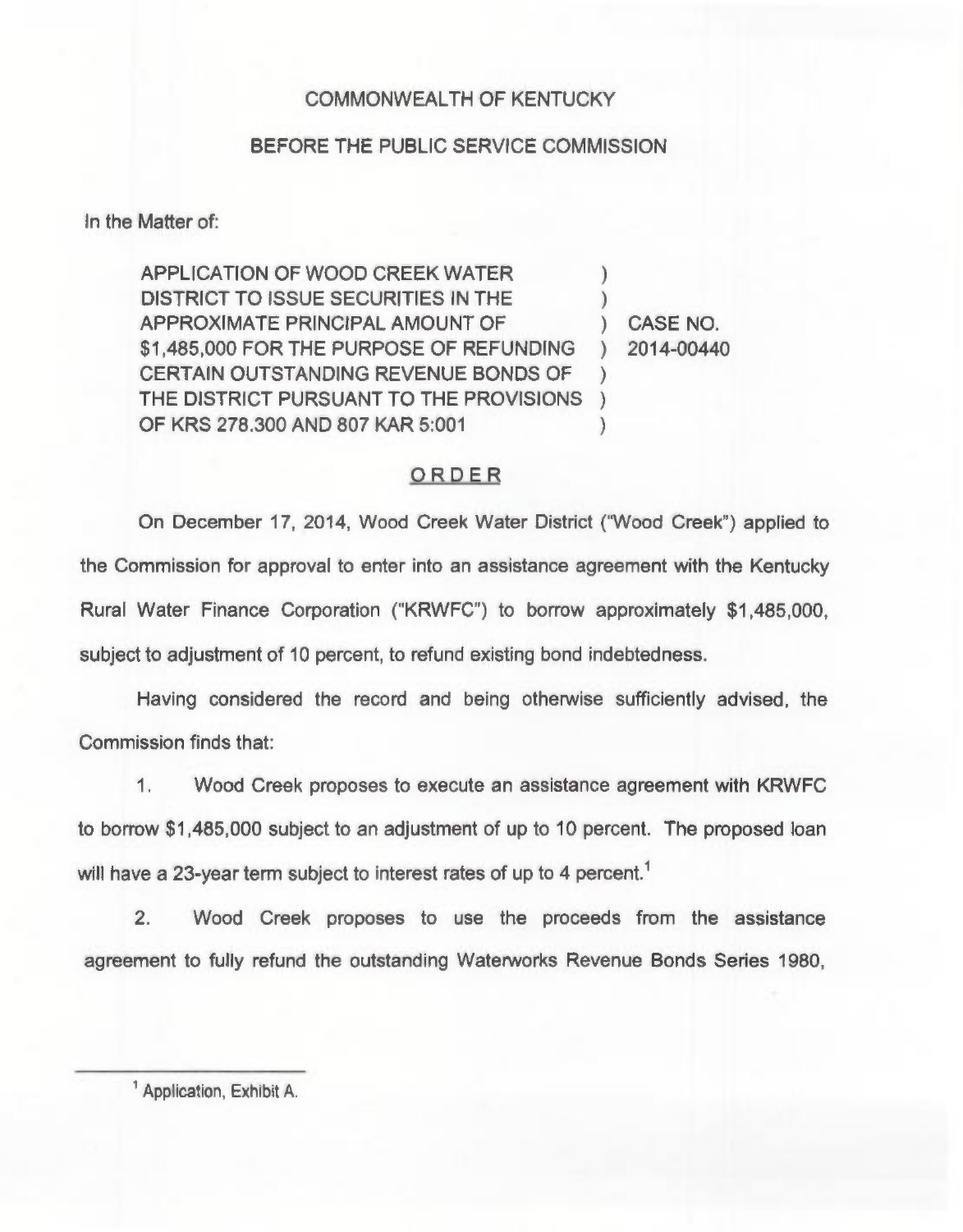COMMONWEALTH OF KENTUCKY

BEFORE THE PUBLIC SERVICE COMMISSION

In the Matter of:

| | | |
|---|---|---|
| APPLICATION OF WOOD CREEK WATER DISTRICT TO ISSUE SECURITIES IN THE APPROXIMATE PRINCIPAL AMOUNT OF $1,485,000 FOR THE PURPOSE OF REFUNDING CERTAIN OUTSTANDING REVENUE BONDS OF THE DISTRICT PURSUANT TO THE PROVISIONS OF KRS 278.300 AND 807 KAR 5:001 | ) | CASE NO. 2014-00440 |

## ORDER

On December 17, 2014, Wood Creek Water District ("Wood Creek") applied to the Commission for approval to enter into an assistance agreement with the Kentucky Rural Water Finance Corporation ("KRWFC") to borrow approximately $1,485,000, subject to adjustment of 10 percent, to refund existing bond indebtedness.

Having considered the record and being otherwise sufficiently advised, the Commission finds that:

1. Wood Creek proposes to execute an assistance agreement with KRWFC to borrow $1,485,000 subject to an adjustment of up to 10 percent. The proposed loan will have a 23-year term subject to interest rates of up to 4 percent.[1]

2. Wood Creek proposes to use the proceeds from the assistance agreement to fully refund the outstanding Waterworks Revenue Bonds Series 1980,

[1] Application, Exhibit A.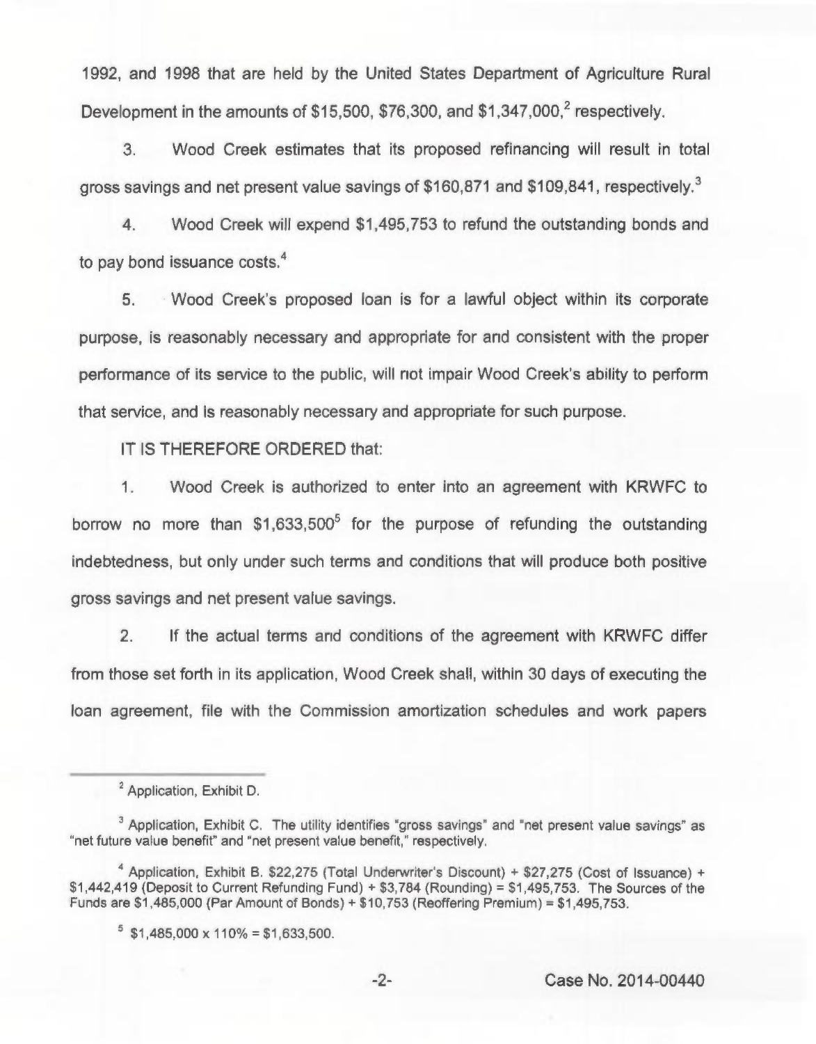1992, and 1998 that are held by the United States Department of Agriculture Rural Development in the amounts of $15,500, $76,300, and $1,347,000,[2] respectively.

3. Wood Creek estimates that its proposed refinancing will result in total gross savings and net present value savings of $160,871 and $109,841, respectively.[3]

4. Wood Creek will expend $1,495,753 to refund the outstanding bonds and to pay bond issuance costs.[4]

5. Wood Creek's proposed loan is for a lawful object within its corporate purpose, is reasonably necessary and appropriate for and consistent with the proper performance of its service to the public, will not impair Wood Creek's ability to perform that service, and is reasonably necessary and appropriate for such purpose.

IT IS THEREFORE ORDERED that:

1. Wood Creek is authorized to enter into an agreement with KRWFC to borrow no more than $1,633,500[5] for the purpose of refunding the outstanding indebtedness, but only under such terms and conditions that will produce both positive gross savings and net present value savings.

2. If the actual terms and conditions of the agreement with KRWFC differ from those set forth in its application, Wood Creek shall, within 30 days of executing the loan agreement, file with the Commission amortization schedules and work papers

---

[2] Application, Exhibit D.

[3] Application, Exhibit C. The utility identifies "gross savings" and "net present value savings" as "net future value benefit" and "net present value benefit," respectively.

[4] Application, Exhibit B. $22,275 (Total Underwriter's Discount) + $27,275 (Cost of Issuance) + $1,442,419 (Deposit to Current Refunding Fund) + $3,784 (Rounding) = $1,495,753. The Sources of the Funds are $1,485,000 (Par Amount of Bonds) + $10,753 (Reoffering Premium) = $1,495,753.

[5] $1,485,000 x 110% = $1,633,500.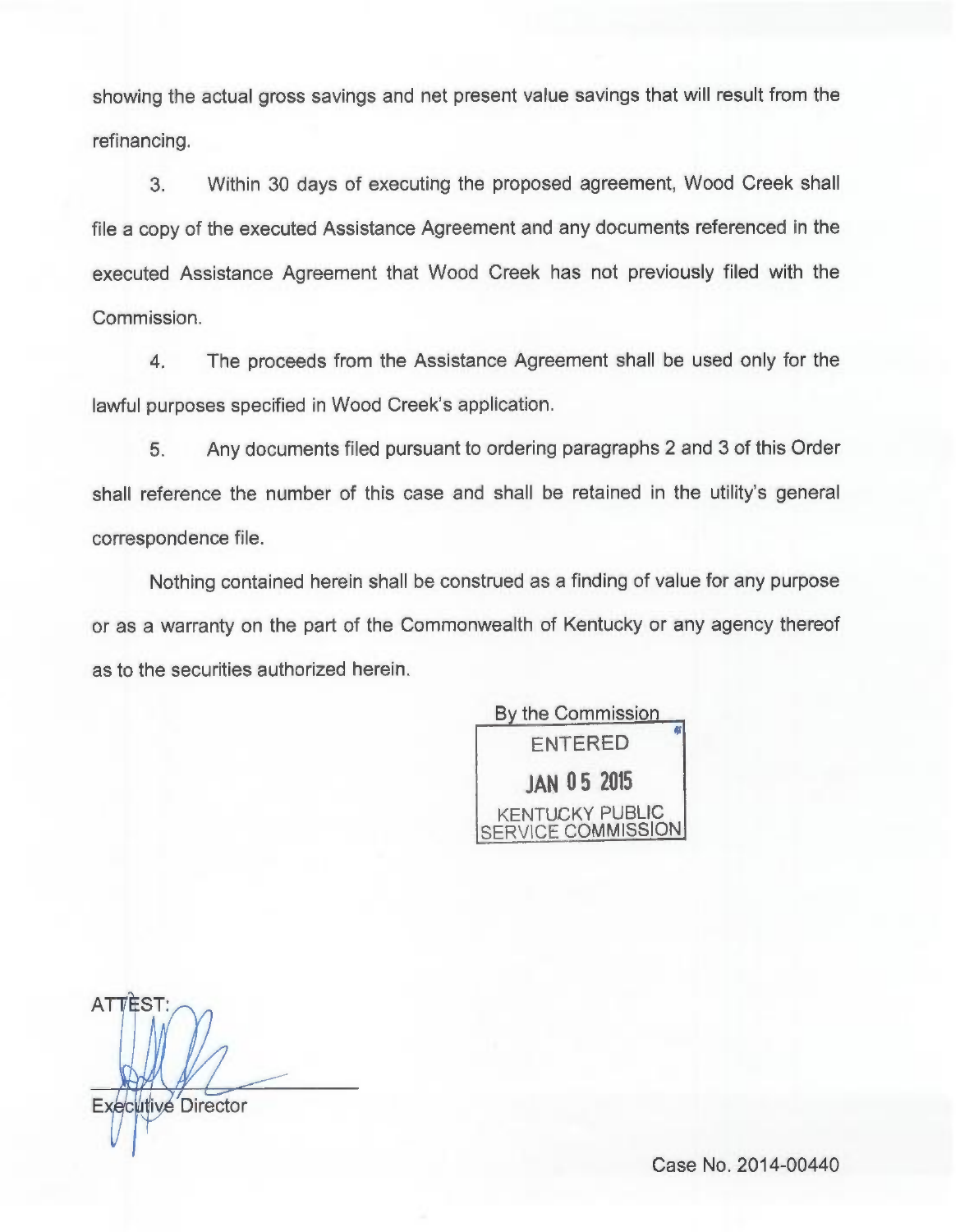showing the actual gross savings and net present value savings that will result from the refinancing.

3. Within 30 days of executing the proposed agreement, Wood Creek shall file a copy of the executed Assistance Agreement and any documents referenced in the executed Assistance Agreement that Wood Creek has not previously filed with the Commission.

4. The proceeds from the Assistance Agreement shall be used only for the lawful purposes specified in Wood Creek's application.

5. Any documents filed pursuant to ordering paragraphs 2 and 3 of this Order shall reference the number of this case and shall be retained in the utility's general correspondence file.

Nothing contained herein shall be construed as a finding of value for any purpose or as a warranty on the part of the Commonwealth of Kentucky or any agency thereof as to the securities authorized herein.

By the Commission

ENTERED

JAN 05 2015

KENTUCKY PUBLIC SERVICE COMMISSION

ATTEST:

Executive Director

Case No. 2014-00440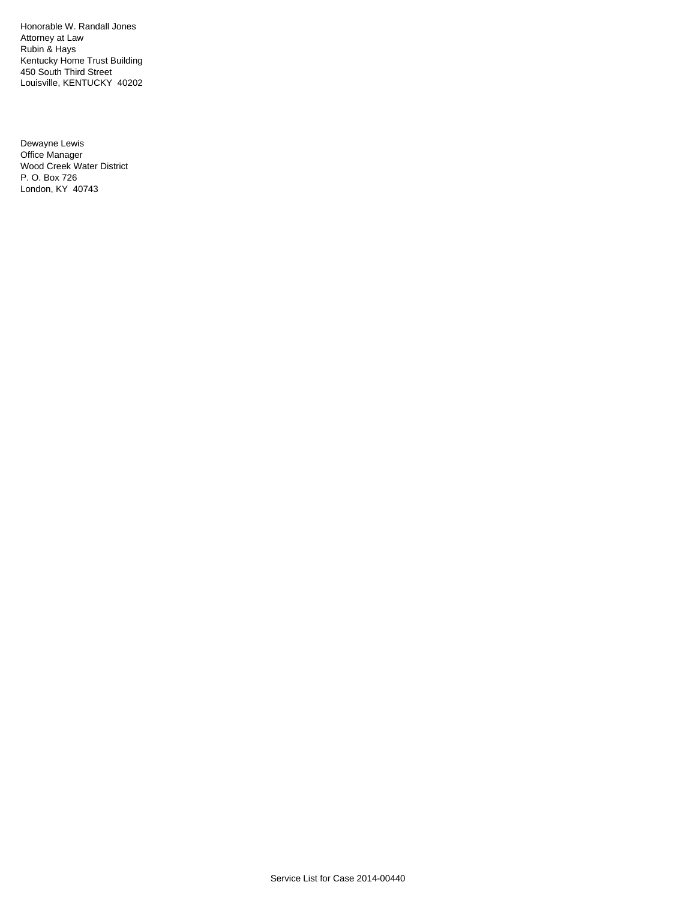Honorable W. Randall Jones
Attorney at Law
Rubin & Hays
Kentucky Home Trust Building
450 South Third Street
Louisville, KENTUCKY 40202

Dewayne Lewis
Office Manager
Wood Creek Water District
P. O. Box 726
London, KY 40743

Service List for Case 2014-00440